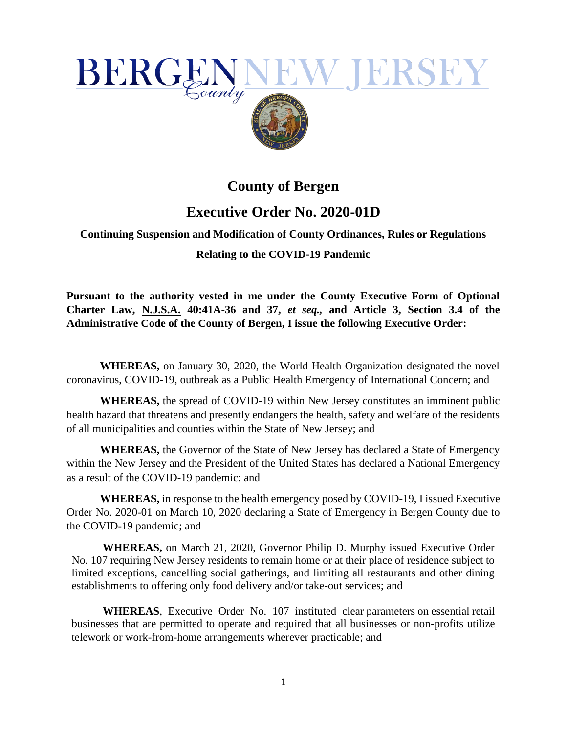# BERGEN County NEW JERSEY

## County of Bergen

## Executive Order No. 2020-01D

### Continuing Suspension and Modification of County Ordinances, Rules or Regulations Relating to the COVID-19 Pandemic

**Pursuant to the authority vested in me under the County Executive Form of Optional Charter Law, N.J.S.A. 40:41A-36 and 37, *et seq.*, and Article 3, Section 3.4 of the Administrative Code of the County of Bergen, I issue the following Executive Order:**

**WHEREAS,** on January 30, 2020, the World Health Organization designated the novel coronavirus, COVID-19, outbreak as a Public Health Emergency of International Concern; and

**WHEREAS,** the spread of COVID-19 within New Jersey constitutes an imminent public health hazard that threatens and presently endangers the health, safety and welfare of the residents of all municipalities and counties within the State of New Jersey; and

**WHEREAS,** the Governor of the State of New Jersey has declared a State of Emergency within the New Jersey and the President of the United States has declared a National Emergency as a result of the COVID-19 pandemic; and

**WHEREAS,** in response to the health emergency posed by COVID-19, I issued Executive Order No. 2020-01 on March 10, 2020 declaring a State of Emergency in Bergen County due to the COVID-19 pandemic; and

**WHEREAS,** on March 21, 2020, Governor Philip D. Murphy issued Executive Order No. 107 requiring New Jersey residents to remain home or at their place of residence subject to limited exceptions, cancelling social gatherings, and limiting all restaurants and other dining establishments to offering only food delivery and/or take-out services; and

**WHEREAS**, Executive Order No. 107 instituted clear parameters on essential retail businesses that are permitted to operate and required that all businesses or non-profits utilize telework or work-from-home arrangements wherever practicable; and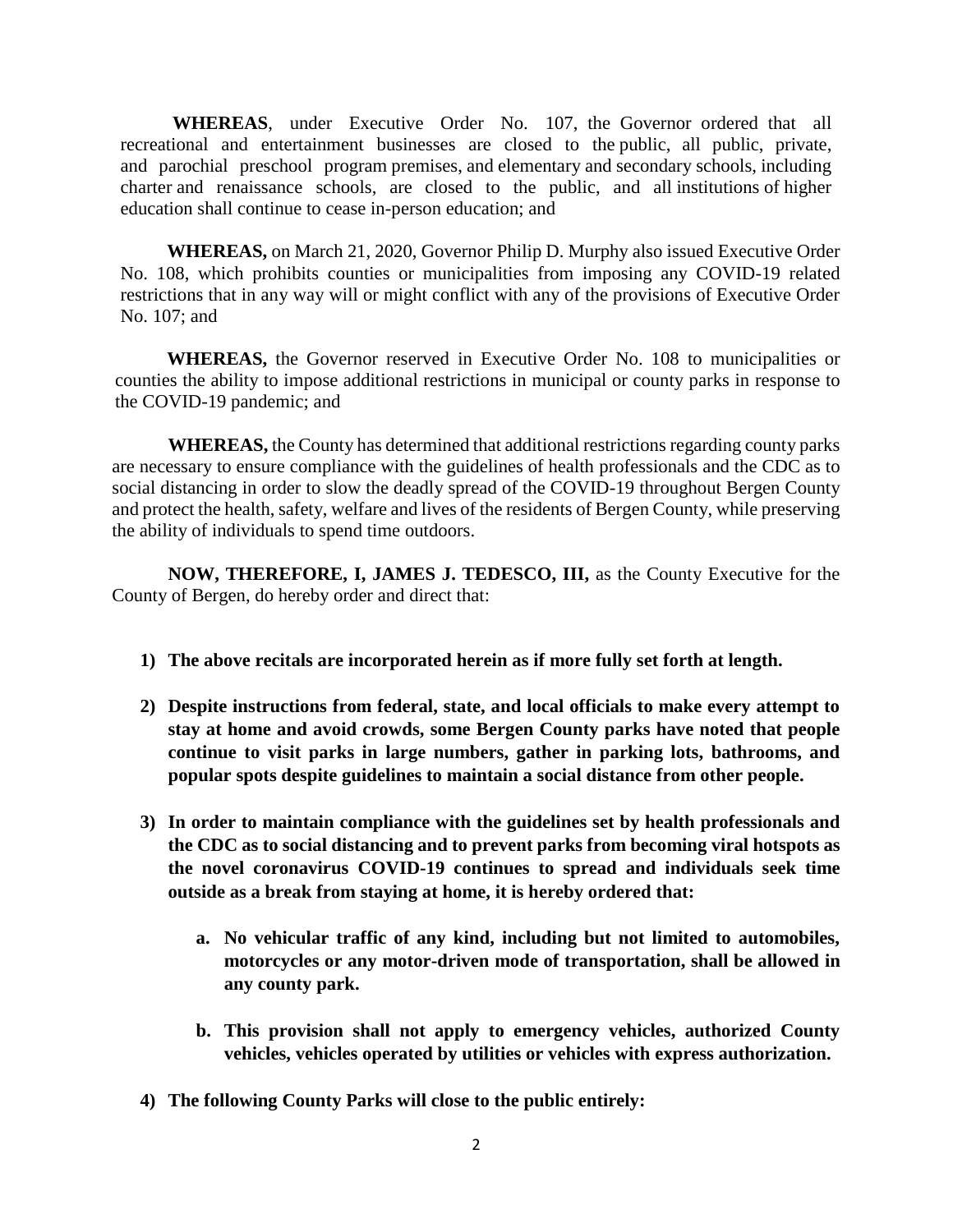**WHEREAS**, under Executive Order No. 107, the Governor ordered that all recreational and entertainment businesses are closed to the public, all public, private, and parochial preschool program premises, and elementary and secondary schools, including charter and renaissance schools, are closed to the public, and all institutions of higher education shall continue to cease in-person education; and

**WHEREAS,** on March 21, 2020, Governor Philip D. Murphy also issued Executive Order No. 108, which prohibits counties or municipalities from imposing any COVID-19 related restrictions that in any way will or might conflict with any of the provisions of Executive Order No. 107; and

**WHEREAS,** the Governor reserved in Executive Order No. 108 to municipalities or counties the ability to impose additional restrictions in municipal or county parks in response to the COVID-19 pandemic; and

**WHEREAS,** the County has determined that additional restrictions regarding county parks are necessary to ensure compliance with the guidelines of health professionals and the CDC as to social distancing in order to slow the deadly spread of the COVID-19 throughout Bergen County and protect the health, safety, welfare and lives of the residents of Bergen County, while preserving the ability of individuals to spend time outdoors.

**NOW, THEREFORE, I, JAMES J. TEDESCO, III,** as the County Executive for the County of Bergen, do hereby order and direct that:

1) **The above recitals are incorporated herein as if more fully set forth at length.**

2) **Despite instructions from federal, state, and local officials to make every attempt to stay at home and avoid crowds, some Bergen County parks have noted that people continue to visit parks in large numbers, gather in parking lots, bathrooms, and popular spots despite guidelines to maintain a social distance from other people.**

3) **In order to maintain compliance with the guidelines set by health professionals and the CDC as to social distancing and to prevent parks from becoming viral hotspots as the novel coronavirus COVID-19 continues to spread and individuals seek time outside as a break from staying at home, it is hereby ordered that:**

    a. **No vehicular traffic of any kind, including but not limited to automobiles, motorcycles or any motor-driven mode of transportation, shall be allowed in any county park.**

    b. **This provision shall not apply to emergency vehicles, authorized County vehicles, vehicles operated by utilities or vehicles with express authorization.**

4) **The following County Parks will close to the public entirely:**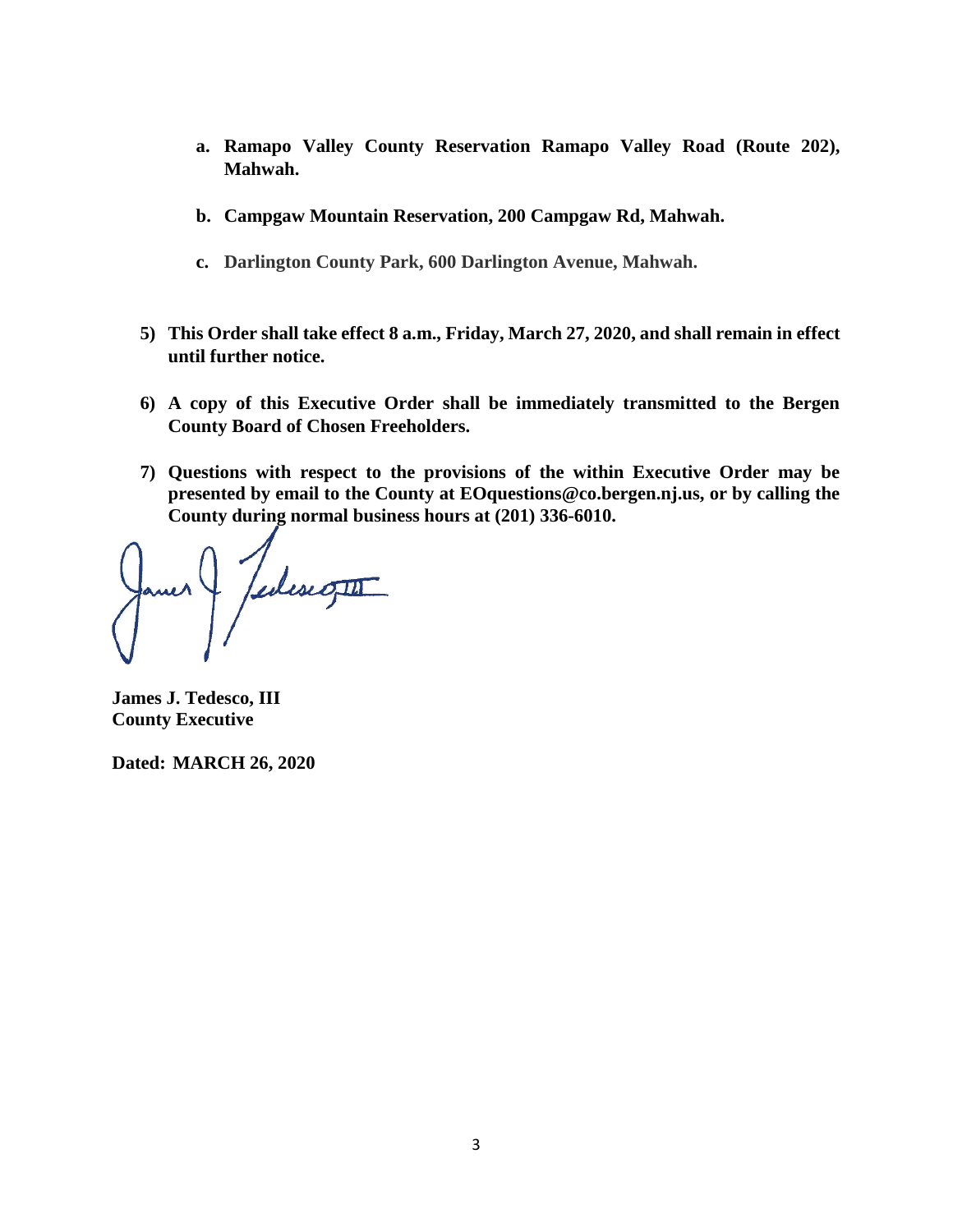a. **Ramapo Valley County Reservation Ramapo Valley Road (Route 202), Mahwah.**

b. **Campgaw Mountain Reservation, 200 Campgaw Rd, Mahwah.**

c. **Darlington County Park, 600 Darlington Avenue, Mahwah.**

5) **This Order shall take effect 8 a.m., Friday, March 27, 2020, and shall remain in effect until further notice.**

6) **A copy of this Executive Order shall be immediately transmitted to the Bergen County Board of Chosen Freeholders.**

7) **Questions with respect to the provisions of the within Executive Order may be presented by email to the County at EOquestions@co.bergen.nj.us, or by calling the County during normal business hours at (201) 336-6010.**

**James J. Tedesco, III**
**County Executive**

**Dated: MARCH 26, 2020**